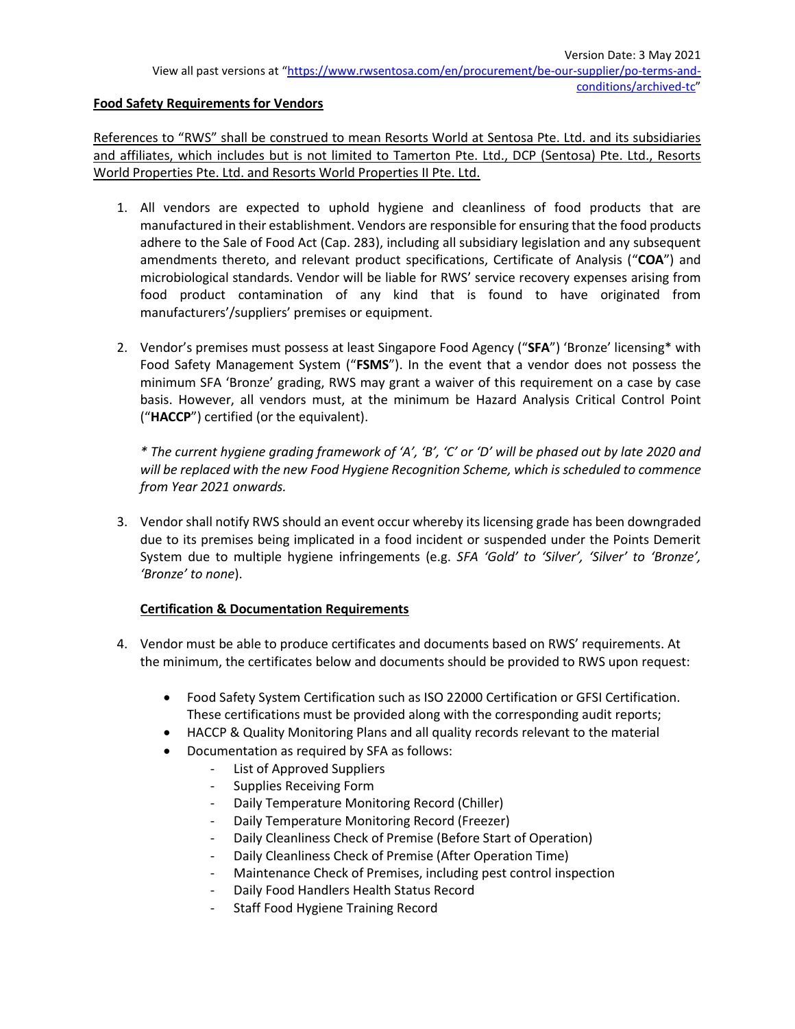Version Date: 3 May 2021

View all past versions at "[https://www.rwsentosa.com/en/procurement/be-our-supplier/po-terms-and-conditions/archived-tc](https://www.rwsentosa.com/en/procurement/be-our-supplier/po-terms-and-conditions/archived-tc)"

## Food Safety Requirements for Vendors

References to "RWS" shall be construed to mean Resorts World at Sentosa Pte. Ltd. and its subsidiaries and affiliates, which includes but is not limited to Tamerton Pte. Ltd., DCP (Sentosa) Pte. Ltd., Resorts World Properties Pte. Ltd. and Resorts World Properties II Pte. Ltd.

1. All vendors are expected to uphold hygiene and cleanliness of food products that are manufactured in their establishment. Vendors are responsible for ensuring that the food products adhere to the Sale of Food Act (Cap. 283), including all subsidiary legislation and any subsequent amendments thereto, and relevant product specifications, Certificate of Analysis ("**COA**") and microbiological standards. Vendor will be liable for RWS' service recovery expenses arising from food product contamination of any kind that is found to have originated from manufacturers'/suppliers' premises or equipment.

2. Vendor's premises must possess at least Singapore Food Agency ("**SFA**") 'Bronze' licensing* with Food Safety Management System ("**FSMS**"). In the event that a vendor does not possess the minimum SFA 'Bronze' grading, RWS may grant a waiver of this requirement on a case by case basis. However, all vendors must, at the minimum be Hazard Analysis Critical Control Point ("**HACCP**") certified (or the equivalent).

   *\* The current hygiene grading framework of 'A', 'B', 'C' or 'D' will be phased out by late 2020 and will be replaced with the new Food Hygiene Recognition Scheme, which is scheduled to commence from Year 2021 onwards.*

3. Vendor shall notify RWS should an event occur whereby its licensing grade has been downgraded due to its premises being implicated in a food incident or suspended under the Points Demerit System due to multiple hygiene infringements (e.g. *SFA 'Gold' to 'Silver', 'Silver' to 'Bronze', 'Bronze' to none*).

### Certification & Documentation Requirements

4. Vendor must be able to produce certificates and documents based on RWS' requirements. At the minimum, the certificates below and documents should be provided to RWS upon request:

   - Food Safety System Certification such as ISO 22000 Certification or GFSI Certification. These certifications must be provided along with the corresponding audit reports;
   - HACCP & Quality Monitoring Plans and all quality records relevant to the material
   - Documentation as required by SFA as follows:
     - List of Approved Suppliers
     - Supplies Receiving Form
     - Daily Temperature Monitoring Record (Chiller)
     - Daily Temperature Monitoring Record (Freezer)
     - Daily Cleanliness Check of Premise (Before Start of Operation)
     - Daily Cleanliness Check of Premise (After Operation Time)
     - Maintenance Check of Premises, including pest control inspection
     - Daily Food Handlers Health Status Record
     - Staff Food Hygiene Training Record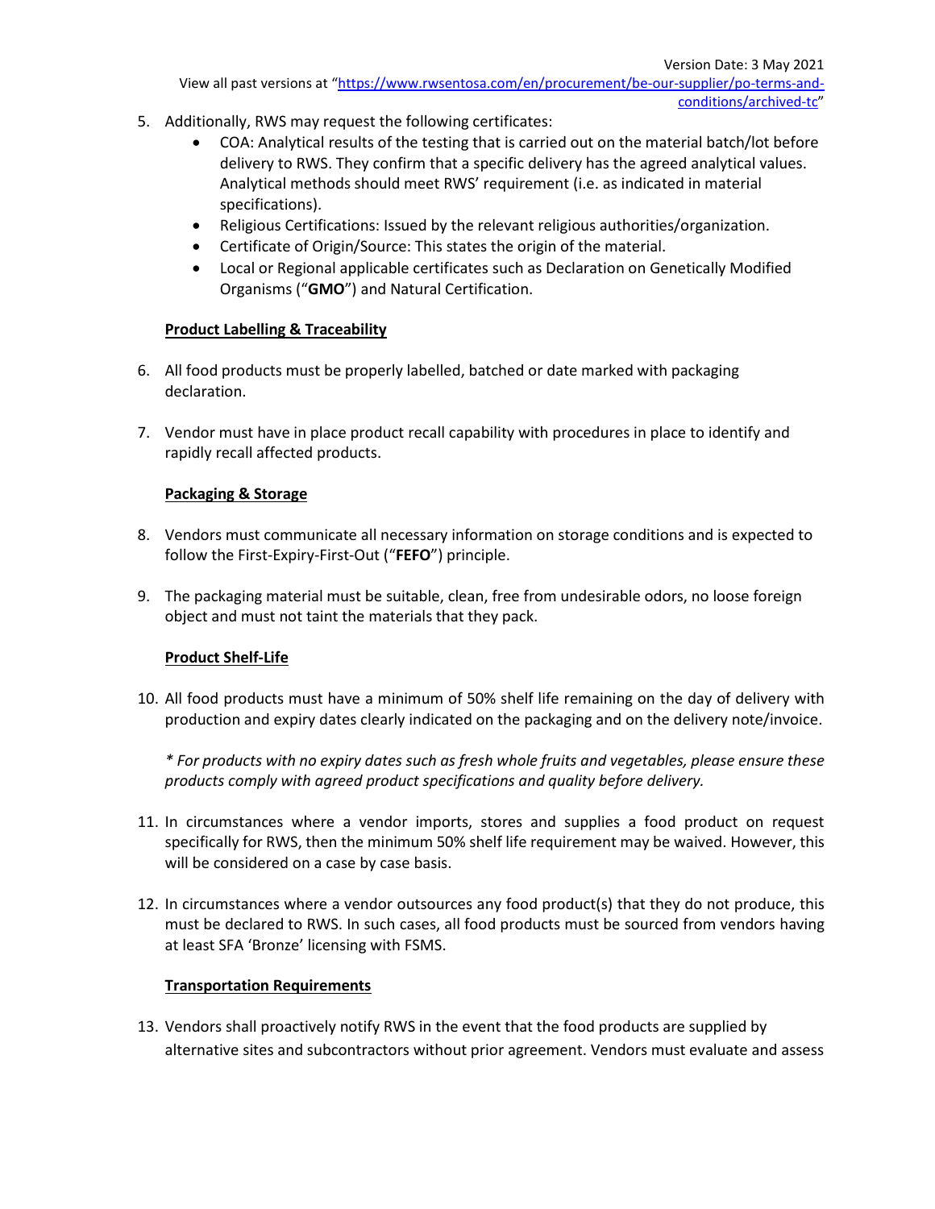5. Additionally, RWS may request the following certificates:
    - COA: Analytical results of the testing that is carried out on the material batch/lot before delivery to RWS. They confirm that a specific delivery has the agreed analytical values. Analytical methods should meet RWS' requirement (i.e. as indicated in material specifications).
    - Religious Certifications: Issued by the relevant religious authorities/organization.
    - Certificate of Origin/Source: This states the origin of the material.
    - Local or Regional applicable certificates such as Declaration on Genetically Modified Organisms ("**GMO**") and Natural Certification.

**<u>Product Labelling & Traceability</u>**

6. All food products must be properly labelled, batched or date marked with packaging declaration.

7. Vendor must have in place product recall capability with procedures in place to identify and rapidly recall affected products.

**<u>Packaging & Storage</u>**

8. Vendors must communicate all necessary information on storage conditions and is expected to follow the First-Expiry-First-Out ("**FEFO**") principle.

9. The packaging material must be suitable, clean, free from undesirable odors, no loose foreign object and must not taint the materials that they pack.

**<u>Product Shelf-Life</u>**

10. All food products must have a minimum of 50% shelf life remaining on the day of delivery with production and expiry dates clearly indicated on the packaging and on the delivery note/invoice.

    *\* For products with no expiry dates such as fresh whole fruits and vegetables, please ensure these products comply with agreed product specifications and quality before delivery.*

11. In circumstances where a vendor imports, stores and supplies a food product on request specifically for RWS, then the minimum 50% shelf life requirement may be waived. However, this will be considered on a case by case basis.

12. In circumstances where a vendor outsources any food product(s) that they do not produce, this must be declared to RWS. In such cases, all food products must be sourced from vendors having at least SFA 'Bronze' licensing with FSMS.

**<u>Transportation Requirements</u>**

13. Vendors shall proactively notify RWS in the event that the food products are supplied by alternative sites and subcontractors without prior agreement. Vendors must evaluate and assess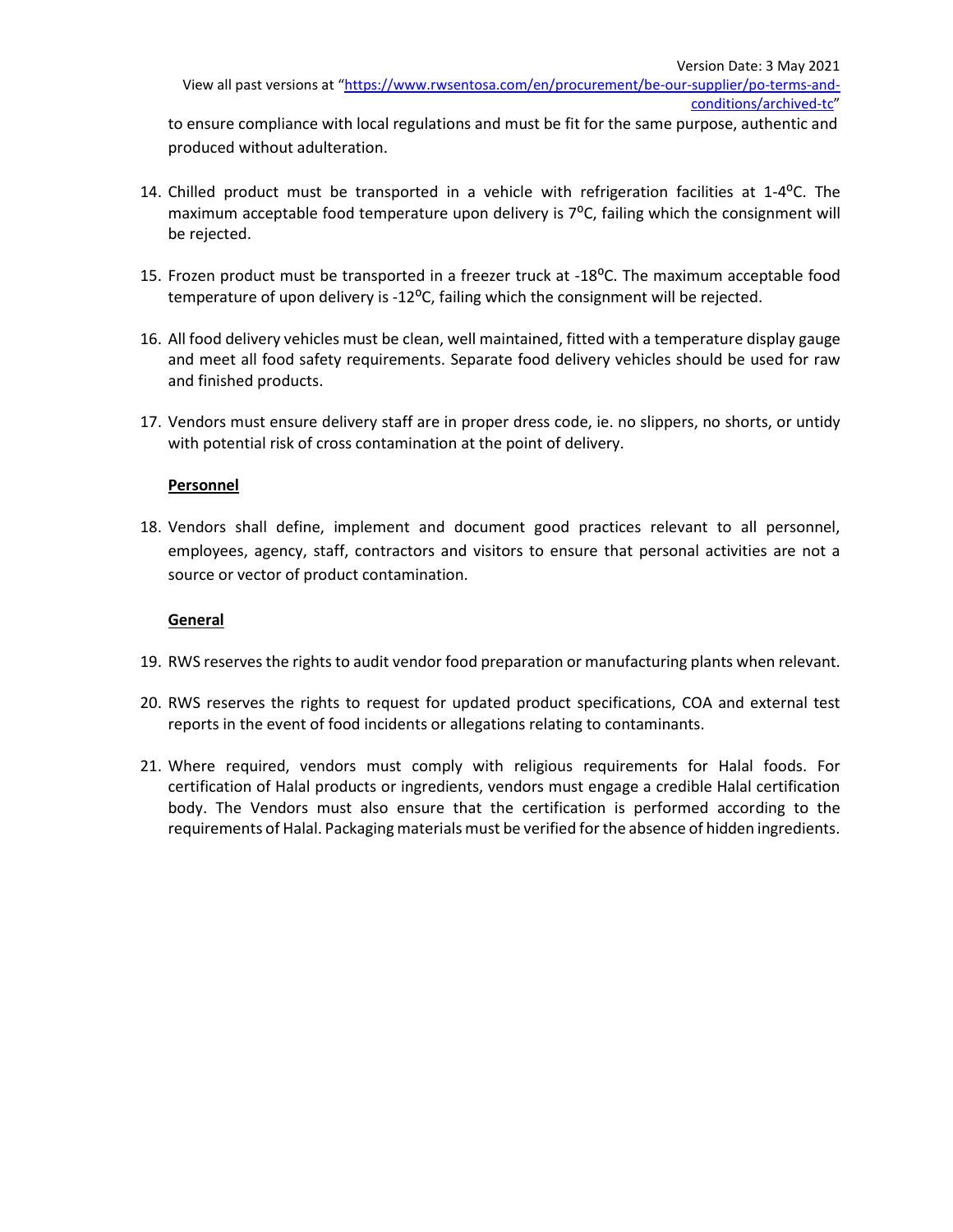to ensure compliance with local regulations and must be fit for the same purpose, authentic and produced without adulteration.

14. Chilled product must be transported in a vehicle with refrigeration facilities at 1-4$^{o}$C. The maximum acceptable food temperature upon delivery is 7$^{o}$C, failing which the consignment will be rejected.

15. Frozen product must be transported in a freezer truck at -18$^{o}$C. The maximum acceptable food temperature of upon delivery is -12$^{o}$C, failing which the consignment will be rejected.

16. All food delivery vehicles must be clean, well maintained, fitted with a temperature display gauge and meet all food safety requirements. Separate food delivery vehicles should be used for raw and finished products.

17. Vendors must ensure delivery staff are in proper dress code, ie. no slippers, no shorts, or untidy with potential risk of cross contamination at the point of delivery.

**Personnel**

18. Vendors shall define, implement and document good practices relevant to all personnel, employees, agency, staff, contractors and visitors to ensure that personal activities are not a source or vector of product contamination.

**General**

19. RWS reserves the rights to audit vendor food preparation or manufacturing plants when relevant.

20. RWS reserves the rights to request for updated product specifications, COA and external test reports in the event of food incidents or allegations relating to contaminants.

21. Where required, vendors must comply with religious requirements for Halal foods. For certification of Halal products or ingredients, vendors must engage a credible Halal certification body. The Vendors must also ensure that the certification is performed according to the requirements of Halal. Packaging materials must be verified for the absence of hidden ingredients.